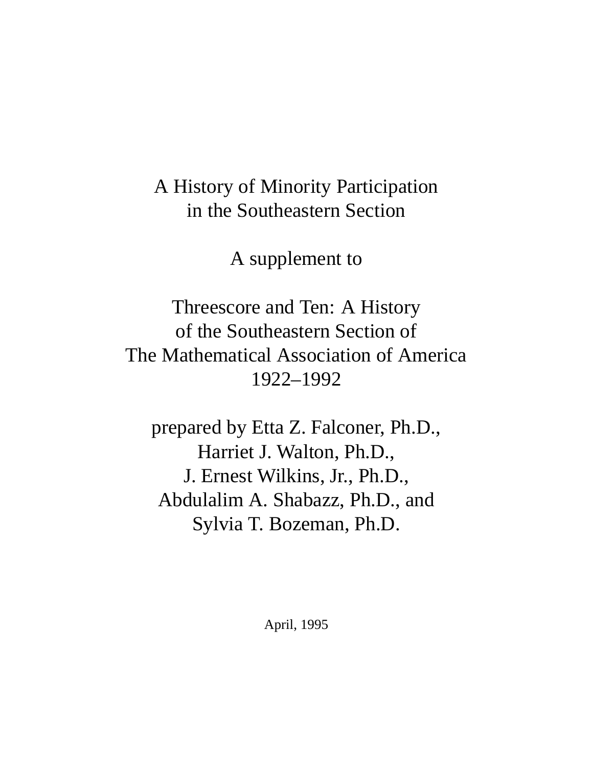# A History of Minority Participation in the Southeastern Section

A supplement to

## Threescore and Ten: A History of the Southeastern Section of The Mathematical Association of America 1922–1992

prepared by Etta Z. Falconer, Ph.D.,
Harriet J. Walton, Ph.D.,
J. Ernest Wilkins, Jr., Ph.D.,
Abdulalim A. Shabazz, Ph.D., and
Sylvia T. Bozeman, Ph.D.

April, 1995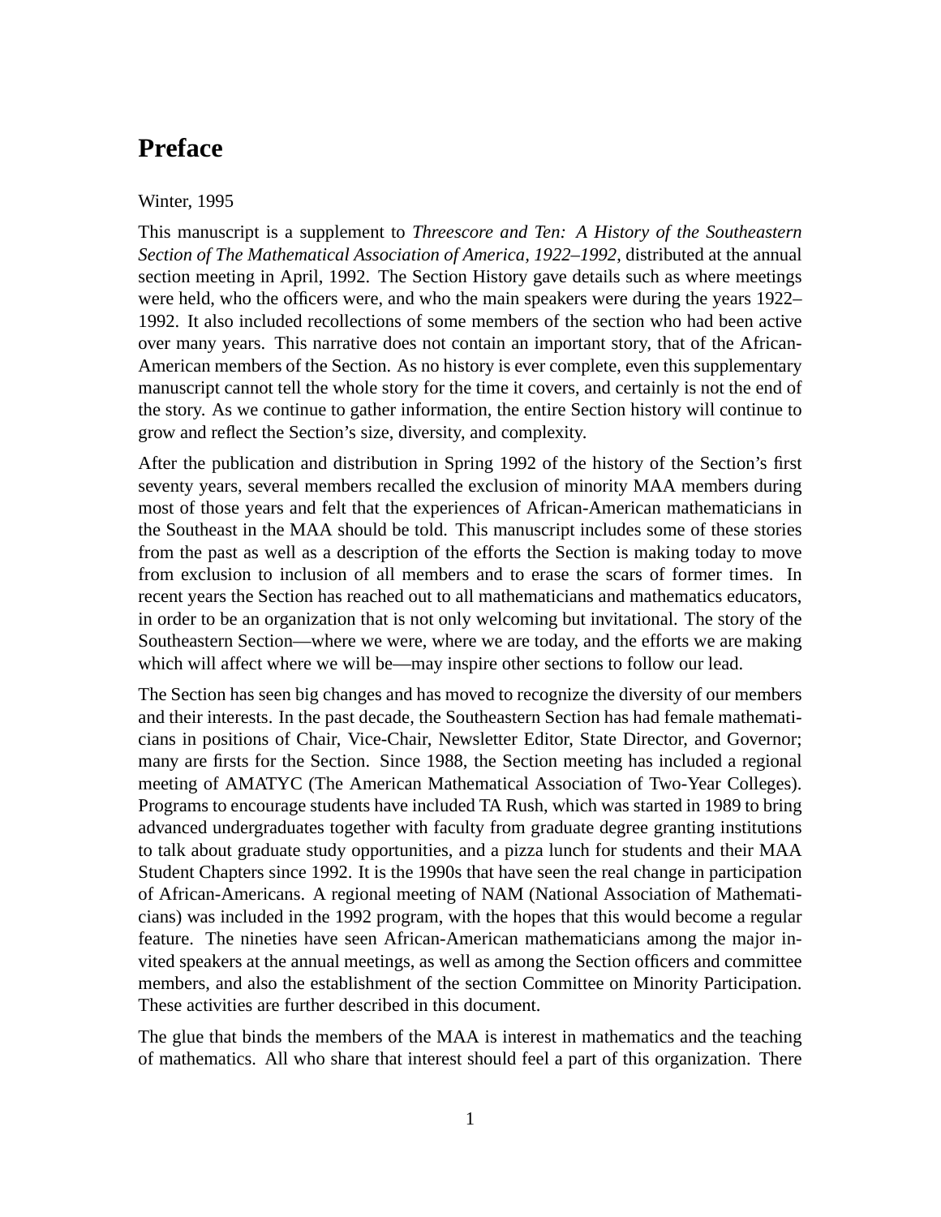# Preface

Winter, 1995

This manuscript is a supplement to *Threescore and Ten: A History of the Southeastern Section of The Mathematical Association of America, 1922–1992*, distributed at the annual section meeting in April, 1992. The Section History gave details such as where meetings were held, who the officers were, and who the main speakers were during the years 1922–1992. It also included recollections of some members of the section who had been active over many years. This narrative does not contain an important story, that of the African-American members of the Section. As no history is ever complete, even this supplementary manuscript cannot tell the whole story for the time it covers, and certainly is not the end of the story. As we continue to gather information, the entire Section history will continue to grow and reflect the Section's size, diversity, and complexity.

After the publication and distribution in Spring 1992 of the history of the Section's first seventy years, several members recalled the exclusion of minority MAA members during most of those years and felt that the experiences of African-American mathematicians in the Southeast in the MAA should be told. This manuscript includes some of these stories from the past as well as a description of the efforts the Section is making today to move from exclusion to inclusion of all members and to erase the scars of former times. In recent years the Section has reached out to all mathematicians and mathematics educators, in order to be an organization that is not only welcoming but invitational. The story of the Southeastern Section—where we were, where we are today, and the efforts we are making which will affect where we will be—may inspire other sections to follow our lead.

The Section has seen big changes and has moved to recognize the diversity of our members and their interests. In the past decade, the Southeastern Section has had female mathematicians in positions of Chair, Vice-Chair, Newsletter Editor, State Director, and Governor; many are firsts for the Section. Since 1988, the Section meeting has included a regional meeting of AMATYC (The American Mathematical Association of Two-Year Colleges). Programs to encourage students have included TA Rush, which was started in 1989 to bring advanced undergraduates together with faculty from graduate degree granting institutions to talk about graduate study opportunities, and a pizza lunch for students and their MAA Student Chapters since 1992. It is the 1990s that have seen the real change in participation of African-Americans. A regional meeting of NAM (National Association of Mathematicians) was included in the 1992 program, with the hopes that this would become a regular feature. The nineties have seen African-American mathematicians among the major invited speakers at the annual meetings, as well as among the Section officers and committee members, and also the establishment of the section Committee on Minority Participation. These activities are further described in this document.

The glue that binds the members of the MAA is interest in mathematics and the teaching of mathematics. All who share that interest should feel a part of this organization. There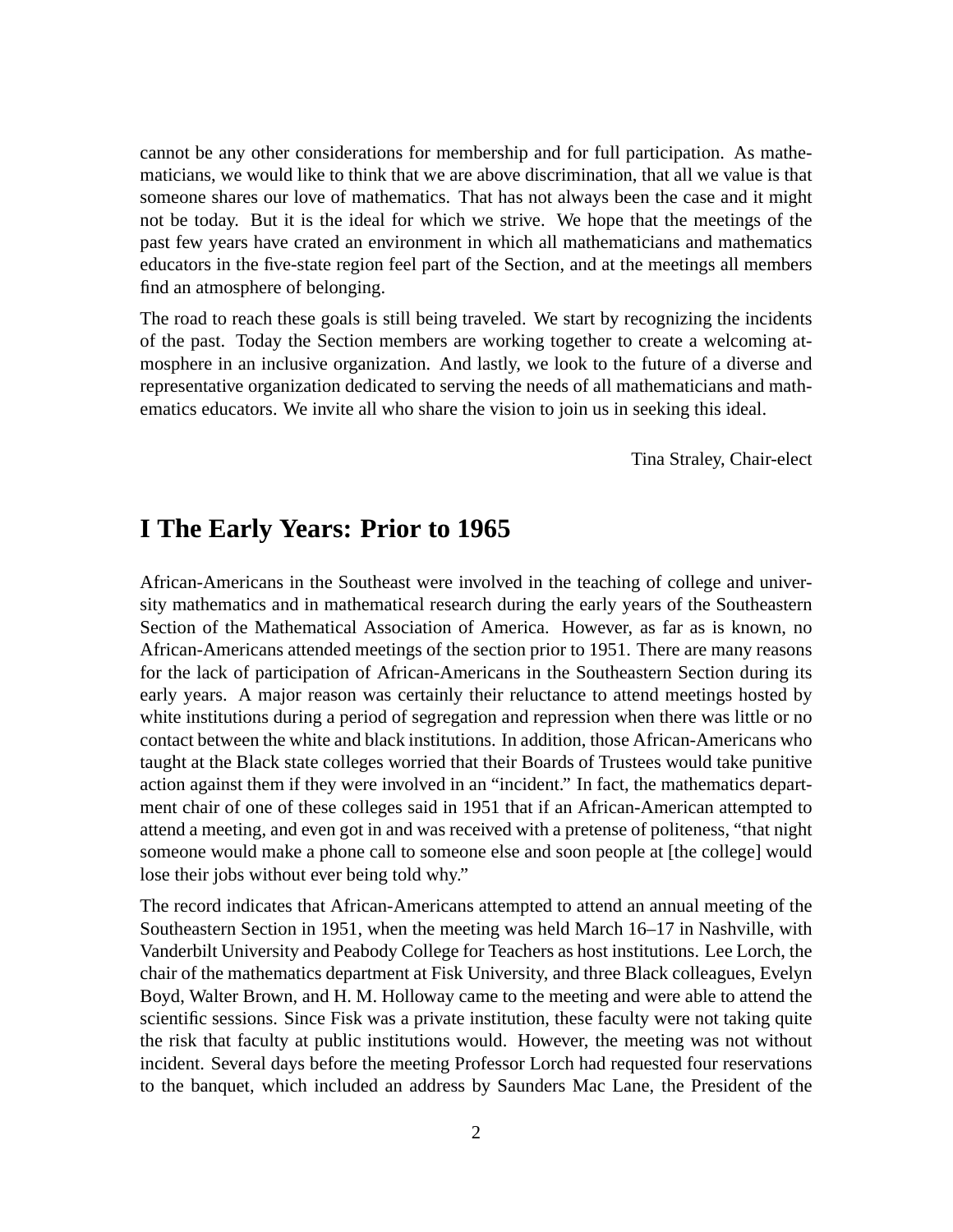cannot be any other considerations for membership and for full participation. As mathematicians, we would like to think that we are above discrimination, that all we value is that someone shares our love of mathematics. That has not always been the case and it might not be today. But it is the ideal for which we strive. We hope that the meetings of the past few years have crated an environment in which all mathematicians and mathematics educators in the five-state region feel part of the Section, and at the meetings all members find an atmosphere of belonging.

The road to reach these goals is still being traveled. We start by recognizing the incidents of the past. Today the Section members are working together to create a welcoming atmosphere in an inclusive organization. And lastly, we look to the future of a diverse and representative organization dedicated to serving the needs of all mathematicians and mathematics educators. We invite all who share the vision to join us in seeking this ideal.

Tina Straley, Chair-elect

# I The Early Years: Prior to 1965

African-Americans in the Southeast were involved in the teaching of college and university mathematics and in mathematical research during the early years of the Southeastern Section of the Mathematical Association of America. However, as far as is known, no African-Americans attended meetings of the section prior to 1951. There are many reasons for the lack of participation of African-Americans in the Southeastern Section during its early years. A major reason was certainly their reluctance to attend meetings hosted by white institutions during a period of segregation and repression when there was little or no contact between the white and black institutions. In addition, those African-Americans who taught at the Black state colleges worried that their Boards of Trustees would take punitive action against them if they were involved in an "incident." In fact, the mathematics department chair of one of these colleges said in 1951 that if an African-American attempted to attend a meeting, and even got in and was received with a pretense of politeness, "that night someone would make a phone call to someone else and soon people at [the college] would lose their jobs without ever being told why."

The record indicates that African-Americans attempted to attend an annual meeting of the Southeastern Section in 1951, when the meeting was held March 16–17 in Nashville, with Vanderbilt University and Peabody College for Teachers as host institutions. Lee Lorch, the chair of the mathematics department at Fisk University, and three Black colleagues, Evelyn Boyd, Walter Brown, and H. M. Holloway came to the meeting and were able to attend the scientific sessions. Since Fisk was a private institution, these faculty were not taking quite the risk that faculty at public institutions would. However, the meeting was not without incident. Several days before the meeting Professor Lorch had requested four reservations to the banquet, which included an address by Saunders Mac Lane, the President of the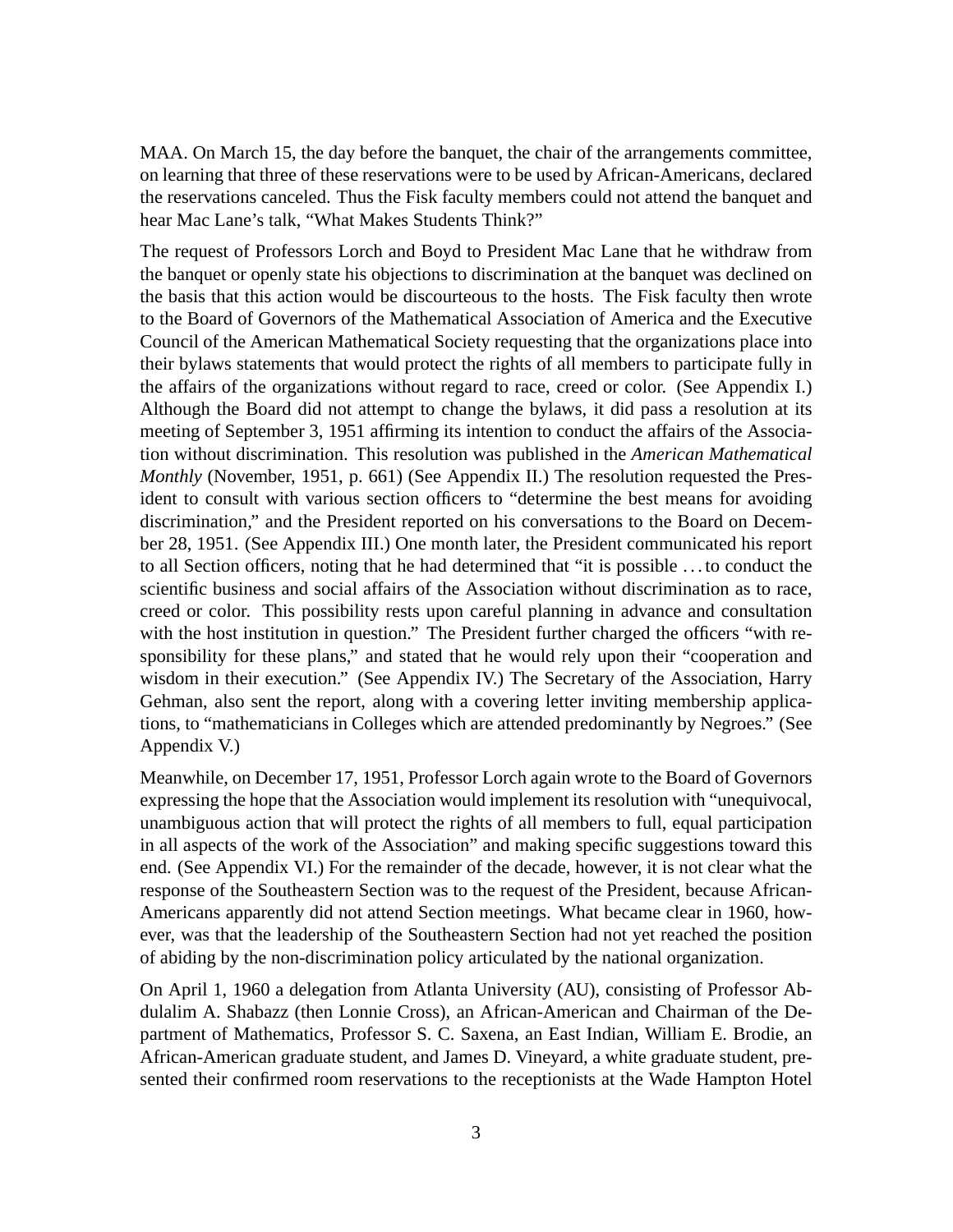MAA. On March 15, the day before the banquet, the chair of the arrangements committee, on learning that three of these reservations were to be used by African-Americans, declared the reservations canceled. Thus the Fisk faculty members could not attend the banquet and hear Mac Lane's talk, "What Makes Students Think?"

The request of Professors Lorch and Boyd to President Mac Lane that he withdraw from the banquet or openly state his objections to discrimination at the banquet was declined on the basis that this action would be discourteous to the hosts. The Fisk faculty then wrote to the Board of Governors of the Mathematical Association of America and the Executive Council of the American Mathematical Society requesting that the organizations place into their bylaws statements that would protect the rights of all members to participate fully in the affairs of the organizations without regard to race, creed or color. (See Appendix I.) Although the Board did not attempt to change the bylaws, it did pass a resolution at its meeting of September 3, 1951 affirming its intention to conduct the affairs of the Association without discrimination. This resolution was published in the *American Mathematical Monthly* (November, 1951, p. 661) (See Appendix II.) The resolution requested the President to consult with various section officers to "determine the best means for avoiding discrimination," and the President reported on his conversations to the Board on December 28, 1951. (See Appendix III.) One month later, the President communicated his report to all Section officers, noting that he had determined that "it is possible ... to conduct the scientific business and social affairs of the Association without discrimination as to race, creed or color. This possibility rests upon careful planning in advance and consultation with the host institution in question." The President further charged the officers "with responsibility for these plans," and stated that he would rely upon their "cooperation and wisdom in their execution." (See Appendix IV.) The Secretary of the Association, Harry Gehman, also sent the report, along with a covering letter inviting membership applications, to "mathematicians in Colleges which are attended predominantly by Negroes." (See Appendix V.)

Meanwhile, on December 17, 1951, Professor Lorch again wrote to the Board of Governors expressing the hope that the Association would implement its resolution with "unequivocal, unambiguous action that will protect the rights of all members to full, equal participation in all aspects of the work of the Association" and making specific suggestions toward this end. (See Appendix VI.) For the remainder of the decade, however, it is not clear what the response of the Southeastern Section was to the request of the President, because African-Americans apparently did not attend Section meetings. What became clear in 1960, however, was that the leadership of the Southeastern Section had not yet reached the position of abiding by the non-discrimination policy articulated by the national organization.

On April 1, 1960 a delegation from Atlanta University (AU), consisting of Professor Abdulalim A. Shabazz (then Lonnie Cross), an African-American and Chairman of the Department of Mathematics, Professor S. C. Saxena, an East Indian, William E. Brodie, an African-American graduate student, and James D. Vineyard, a white graduate student, presented their confirmed room reservations to the receptionists at the Wade Hampton Hotel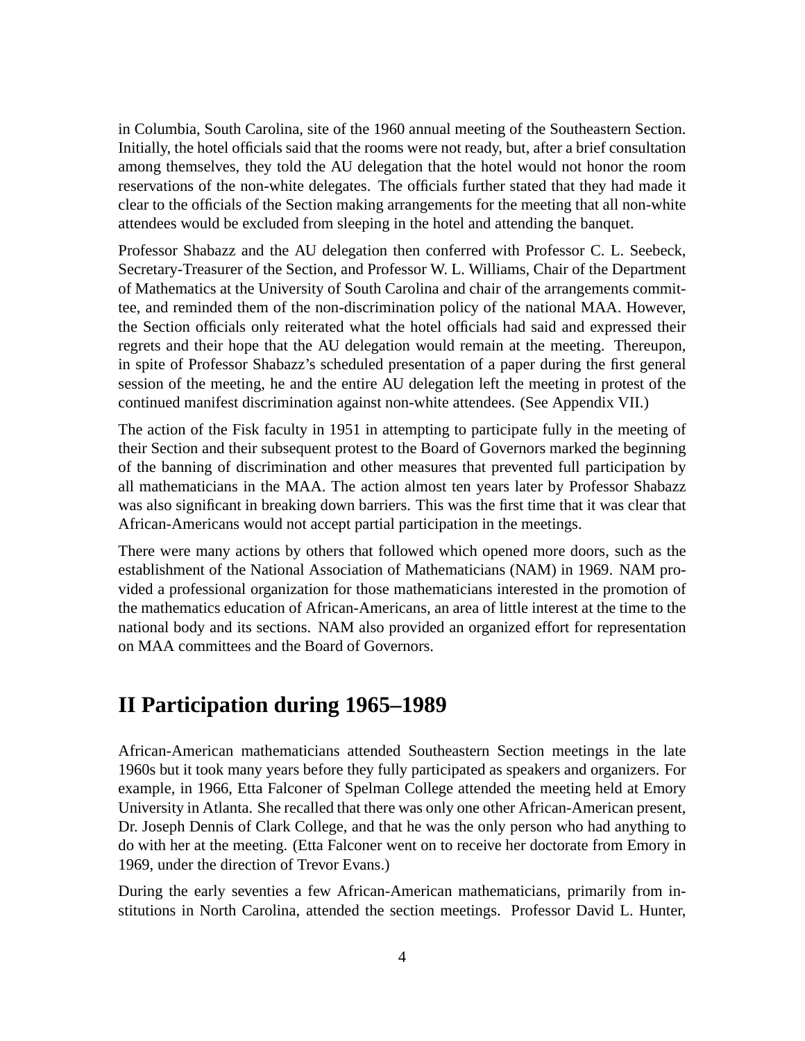in Columbia, South Carolina, site of the 1960 annual meeting of the Southeastern Section. Initially, the hotel officials said that the rooms were not ready, but, after a brief consultation among themselves, they told the AU delegation that the hotel would not honor the room reservations of the non-white delegates. The officials further stated that they had made it clear to the officials of the Section making arrangements for the meeting that all non-white attendees would be excluded from sleeping in the hotel and attending the banquet.

Professor Shabazz and the AU delegation then conferred with Professor C. L. Seebeck, Secretary-Treasurer of the Section, and Professor W. L. Williams, Chair of the Department of Mathematics at the University of South Carolina and chair of the arrangements committee, and reminded them of the non-discrimination policy of the national MAA. However, the Section officials only reiterated what the hotel officials had said and expressed their regrets and their hope that the AU delegation would remain at the meeting. Thereupon, in spite of Professor Shabazz's scheduled presentation of a paper during the first general session of the meeting, he and the entire AU delegation left the meeting in protest of the continued manifest discrimination against non-white attendees. (See Appendix VII.)

The action of the Fisk faculty in 1951 in attempting to participate fully in the meeting of their Section and their subsequent protest to the Board of Governors marked the beginning of the banning of discrimination and other measures that prevented full participation by all mathematicians in the MAA. The action almost ten years later by Professor Shabazz was also significant in breaking down barriers. This was the first time that it was clear that African-Americans would not accept partial participation in the meetings.

There were many actions by others that followed which opened more doors, such as the establishment of the National Association of Mathematicians (NAM) in 1969. NAM provided a professional organization for those mathematicians interested in the promotion of the mathematics education of African-Americans, an area of little interest at the time to the national body and its sections. NAM also provided an organized effort for representation on MAA committees and the Board of Governors.

## II Participation during 1965–1989

African-American mathematicians attended Southeastern Section meetings in the late 1960s but it took many years before they fully participated as speakers and organizers. For example, in 1966, Etta Falconer of Spelman College attended the meeting held at Emory University in Atlanta. She recalled that there was only one other African-American present, Dr. Joseph Dennis of Clark College, and that he was the only person who had anything to do with her at the meeting. (Etta Falconer went on to receive her doctorate from Emory in 1969, under the direction of Trevor Evans.)

During the early seventies a few African-American mathematicians, primarily from institutions in North Carolina, attended the section meetings. Professor David L. Hunter,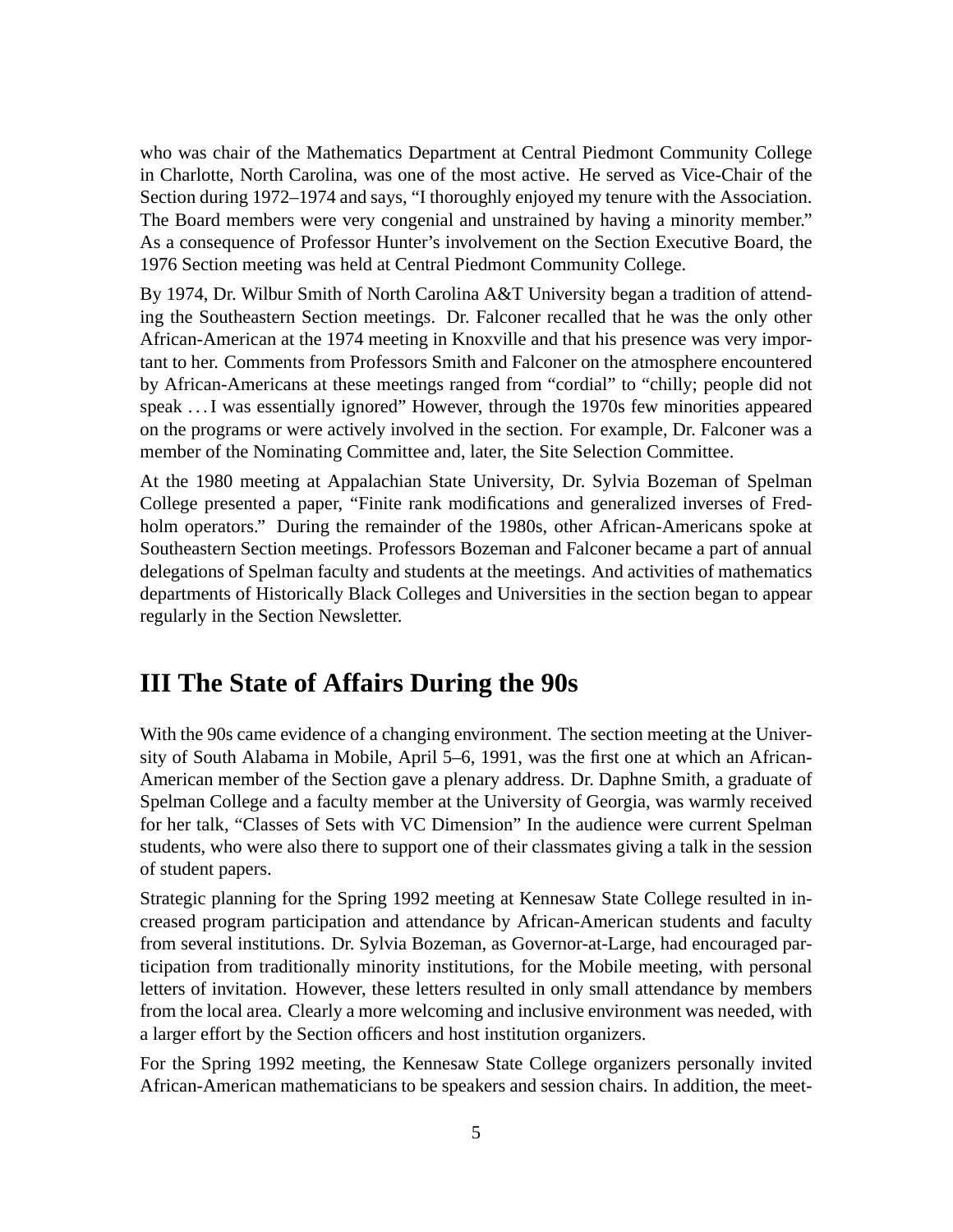who was chair of the Mathematics Department at Central Piedmont Community College in Charlotte, North Carolina, was one of the most active. He served as Vice-Chair of the Section during 1972–1974 and says, "I thoroughly enjoyed my tenure with the Association. The Board members were very congenial and unstrained by having a minority member." As a consequence of Professor Hunter's involvement on the Section Executive Board, the 1976 Section meeting was held at Central Piedmont Community College.

By 1974, Dr. Wilbur Smith of North Carolina A&T University began a tradition of attending the Southeastern Section meetings. Dr. Falconer recalled that he was the only other African-American at the 1974 meeting in Knoxville and that his presence was very important to her. Comments from Professors Smith and Falconer on the atmosphere encountered by African-Americans at these meetings ranged from "cordial" to "chilly; people did not speak . . . I was essentially ignored" However, through the 1970s few minorities appeared on the programs or were actively involved in the section. For example, Dr. Falconer was a member of the Nominating Committee and, later, the Site Selection Committee.

At the 1980 meeting at Appalachian State University, Dr. Sylvia Bozeman of Spelman College presented a paper, "Finite rank modifications and generalized inverses of Fredholm operators." During the remainder of the 1980s, other African-Americans spoke at Southeastern Section meetings. Professors Bozeman and Falconer became a part of annual delegations of Spelman faculty and students at the meetings. And activities of mathematics departments of Historically Black Colleges and Universities in the section began to appear regularly in the Section Newsletter.

# III The State of Affairs During the 90s

With the 90s came evidence of a changing environment. The section meeting at the University of South Alabama in Mobile, April 5–6, 1991, was the first one at which an African-American member of the Section gave a plenary address. Dr. Daphne Smith, a graduate of Spelman College and a faculty member at the University of Georgia, was warmly received for her talk, "Classes of Sets with VC Dimension" In the audience were current Spelman students, who were also there to support one of their classmates giving a talk in the session of student papers.

Strategic planning for the Spring 1992 meeting at Kennesaw State College resulted in increased program participation and attendance by African-American students and faculty from several institutions. Dr. Sylvia Bozeman, as Governor-at-Large, had encouraged participation from traditionally minority institutions, for the Mobile meeting, with personal letters of invitation. However, these letters resulted in only small attendance by members from the local area. Clearly a more welcoming and inclusive environment was needed, with a larger effort by the Section officers and host institution organizers.

For the Spring 1992 meeting, the Kennesaw State College organizers personally invited African-American mathematicians to be speakers and session chairs. In addition, the meet-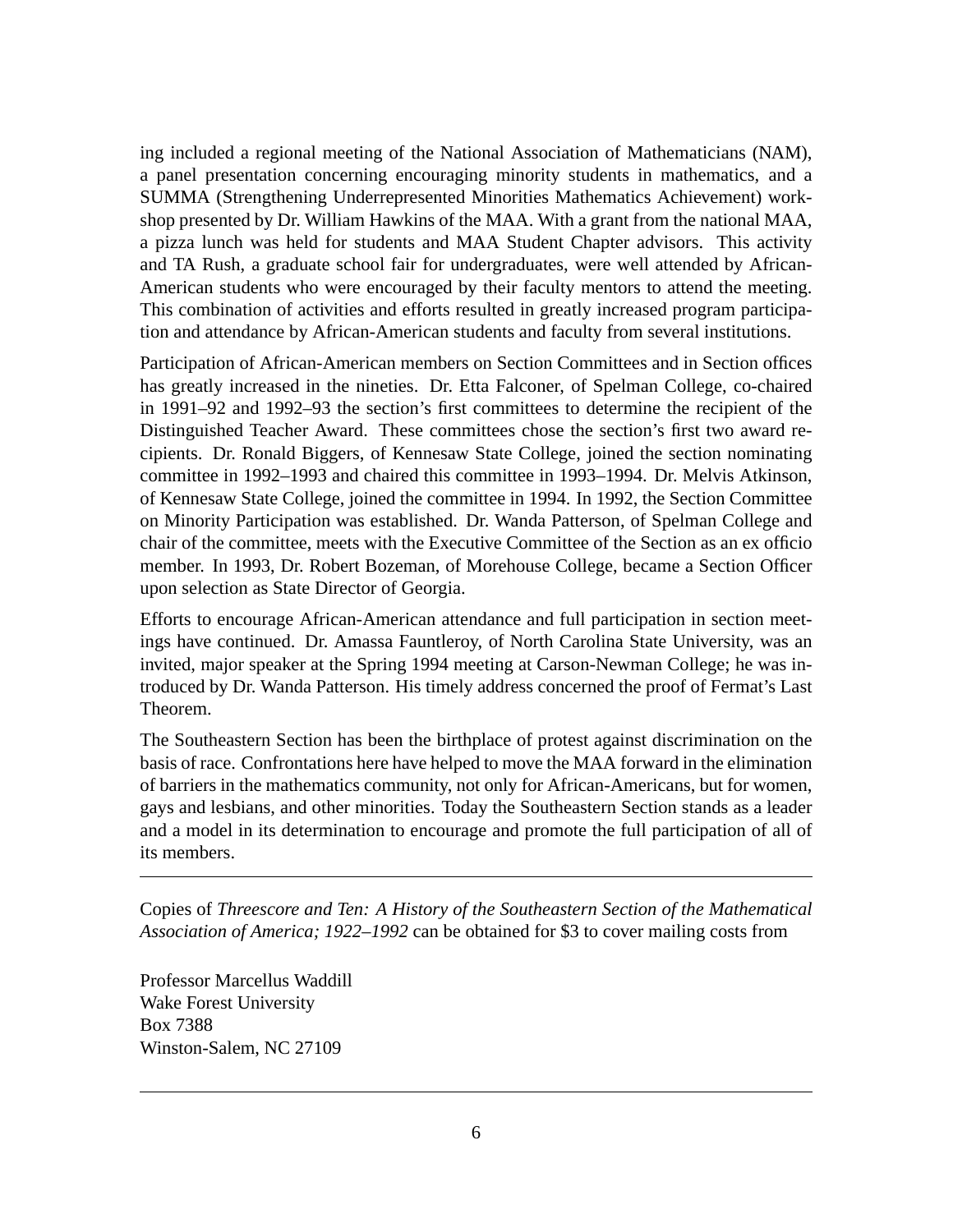ing included a regional meeting of the National Association of Mathematicians (NAM), a panel presentation concerning encouraging minority students in mathematics, and a SUMMA (Strengthening Underrepresented Minorities Mathematics Achievement) workshop presented by Dr. William Hawkins of the MAA. With a grant from the national MAA, a pizza lunch was held for students and MAA Student Chapter advisors. This activity and TA Rush, a graduate school fair for undergraduates, were well attended by African-American students who were encouraged by their faculty mentors to attend the meeting. This combination of activities and efforts resulted in greatly increased program participation and attendance by African-American students and faculty from several institutions.

Participation of African-American members on Section Committees and in Section offices has greatly increased in the nineties. Dr. Etta Falconer, of Spelman College, co-chaired in 1991–92 and 1992–93 the section's first committees to determine the recipient of the Distinguished Teacher Award. These committees chose the section's first two award recipients. Dr. Ronald Biggers, of Kennesaw State College, joined the section nominating committee in 1992–1993 and chaired this committee in 1993–1994. Dr. Melvis Atkinson, of Kennesaw State College, joined the committee in 1994. In 1992, the Section Committee on Minority Participation was established. Dr. Wanda Patterson, of Spelman College and chair of the committee, meets with the Executive Committee of the Section as an ex officio member. In 1993, Dr. Robert Bozeman, of Morehouse College, became a Section Officer upon selection as State Director of Georgia.

Efforts to encourage African-American attendance and full participation in section meetings have continued. Dr. Amassa Fauntleroy, of North Carolina State University, was an invited, major speaker at the Spring 1994 meeting at Carson-Newman College; he was introduced by Dr. Wanda Patterson. His timely address concerned the proof of Fermat's Last Theorem.

The Southeastern Section has been the birthplace of protest against discrimination on the basis of race. Confrontations here have helped to move the MAA forward in the elimination of barriers in the mathematics community, not only for African-Americans, but for women, gays and lesbians, and other minorities. Today the Southeastern Section stands as a leader and a model in its determination to encourage and promote the full participation of all of its members.

---

Copies of *Threescore and Ten: A History of the Southeastern Section of the Mathematical Association of America; 1922–1992* can be obtained for $3 to cover mailing costs from

Professor Marcellus Waddill
Wake Forest University
Box 7388
Winston-Salem, NC 27109

---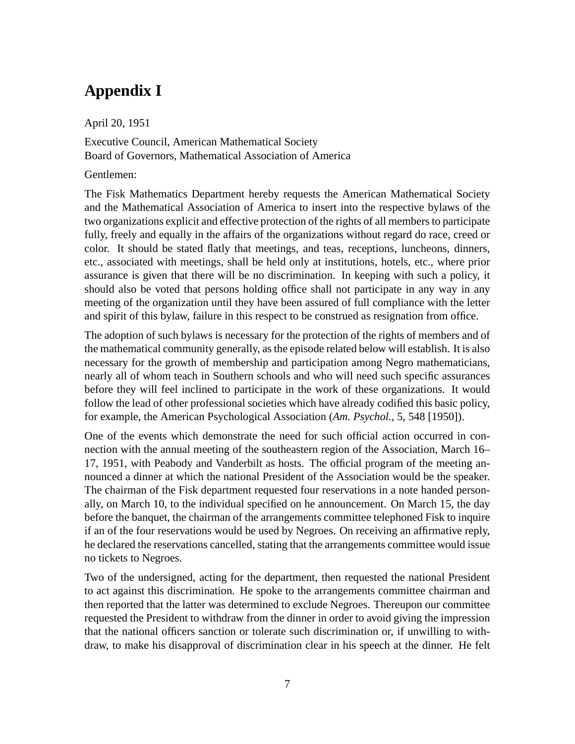# Appendix I

April 20, 1951

Executive Council, American Mathematical Society
Board of Governors, Mathematical Association of America

Gentlemen:

The Fisk Mathematics Department hereby requests the American Mathematical Society and the Mathematical Association of America to insert into the respective bylaws of the two organizations explicit and effective protection of the rights of all members to participate fully, freely and equally in the affairs of the organizations without regard do race, creed or color. It should be stated flatly that meetings, and teas, receptions, luncheons, dinners, etc., associated with meetings, shall be held only at institutions, hotels, etc., where prior assurance is given that there will be no discrimination. In keeping with such a policy, it should also be voted that persons holding office shall not participate in any way in any meeting of the organization until they have been assured of full compliance with the letter and spirit of this bylaw, failure in this respect to be construed as resignation from office.

The adoption of such bylaws is necessary for the protection of the rights of members and of the mathematical community generally, as the episode related below will establish. It is also necessary for the growth of membership and participation among Negro mathematicians, nearly all of whom teach in Southern schools and who will need such specific assurances before they will feel inclined to participate in the work of these organizations. It would follow the lead of other professional societies which have already codified this basic policy, for example, the American Psychological Association (*Am. Psychol.*, 5, 548 [1950]).

One of the events which demonstrate the need for such official action occurred in connection with the annual meeting of the southeastern region of the Association, March 16–17, 1951, with Peabody and Vanderbilt as hosts. The official program of the meeting announced a dinner at which the national President of the Association would be the speaker. The chairman of the Fisk department requested four reservations in a note handed personally, on March 10, to the individual specified on he announcement. On March 15, the day before the banquet, the chairman of the arrangements committee telephoned Fisk to inquire if an of the four reservations would be used by Negroes. On receiving an affirmative reply, he declared the reservations cancelled, stating that the arrangements committee would issue no tickets to Negroes.

Two of the undersigned, acting for the department, then requested the national President to act against this discrimination. He spoke to the arrangements committee chairman and then reported that the latter was determined to exclude Negroes. Thereupon our committee requested the President to withdraw from the dinner in order to avoid giving the impression that the national officers sanction or tolerate such discrimination or, if unwilling to withdraw, to make his disapproval of discrimination clear in his speech at the dinner. He felt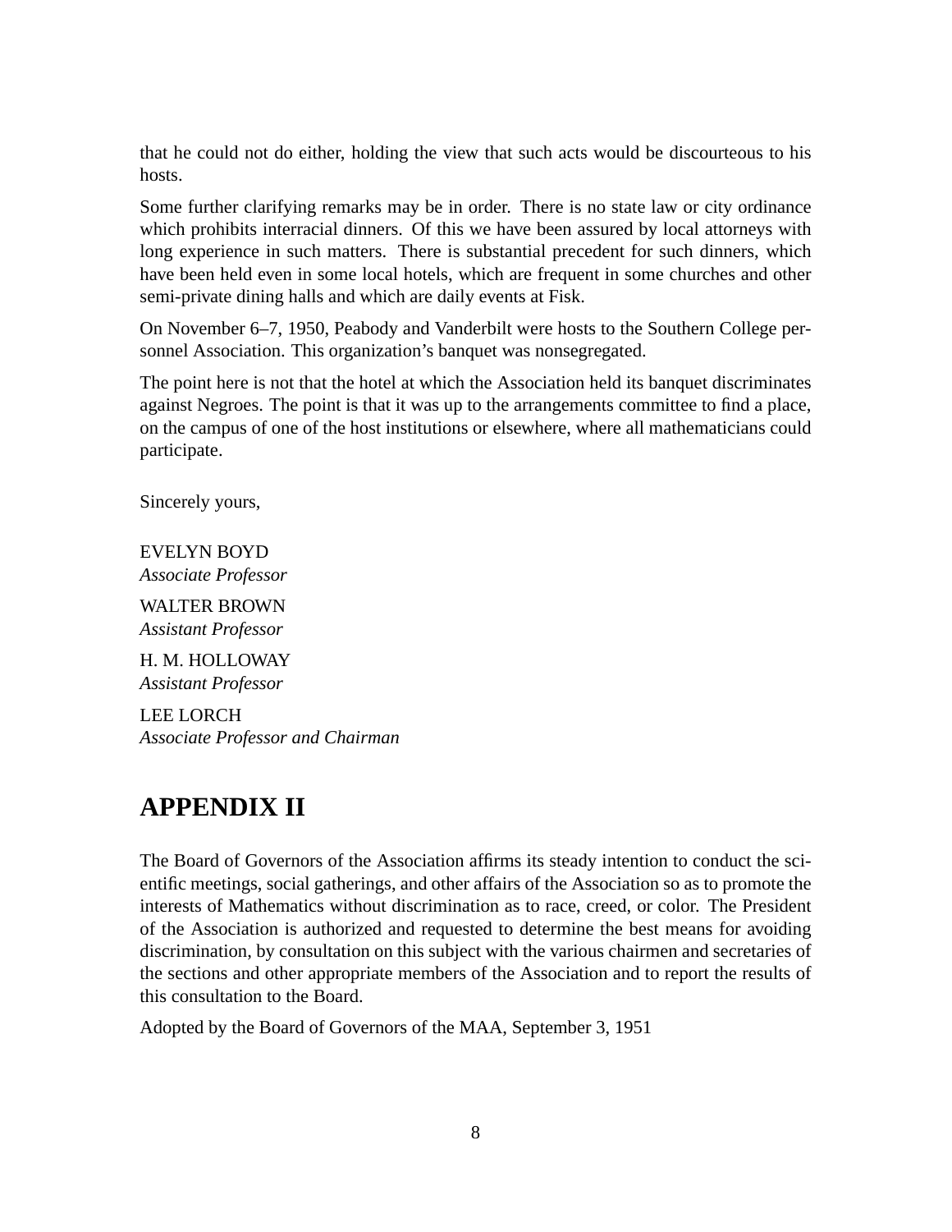that he could not do either, holding the view that such acts would be discourteous to his hosts.

Some further clarifying remarks may be in order. There is no state law or city ordinance which prohibits interracial dinners. Of this we have been assured by local attorneys with long experience in such matters. There is substantial precedent for such dinners, which have been held even in some local hotels, which are frequent in some churches and other semi-private dining halls and which are daily events at Fisk.

On November 6–7, 1950, Peabody and Vanderbilt were hosts to the Southern College personnel Association. This organization's banquet was nonsegregated.

The point here is not that the hotel at which the Association held its banquet discriminates against Negroes. The point is that it was up to the arrangements committee to find a place, on the campus of one of the host institutions or elsewhere, where all mathematicians could participate.

Sincerely yours,

EVELYN BOYD
*Associate Professor*

WALTER BROWN
*Assistant Professor*

H. M. HOLLOWAY
*Assistant Professor*

LEE LORCH
*Associate Professor and Chairman*

# APPENDIX II

The Board of Governors of the Association affirms its steady intention to conduct the scientific meetings, social gatherings, and other affairs of the Association so as to promote the interests of Mathematics without discrimination as to race, creed, or color. The President of the Association is authorized and requested to determine the best means for avoiding discrimination, by consultation on this subject with the various chairmen and secretaries of the sections and other appropriate members of the Association and to report the results of this consultation to the Board.

Adopted by the Board of Governors of the MAA, September 3, 1951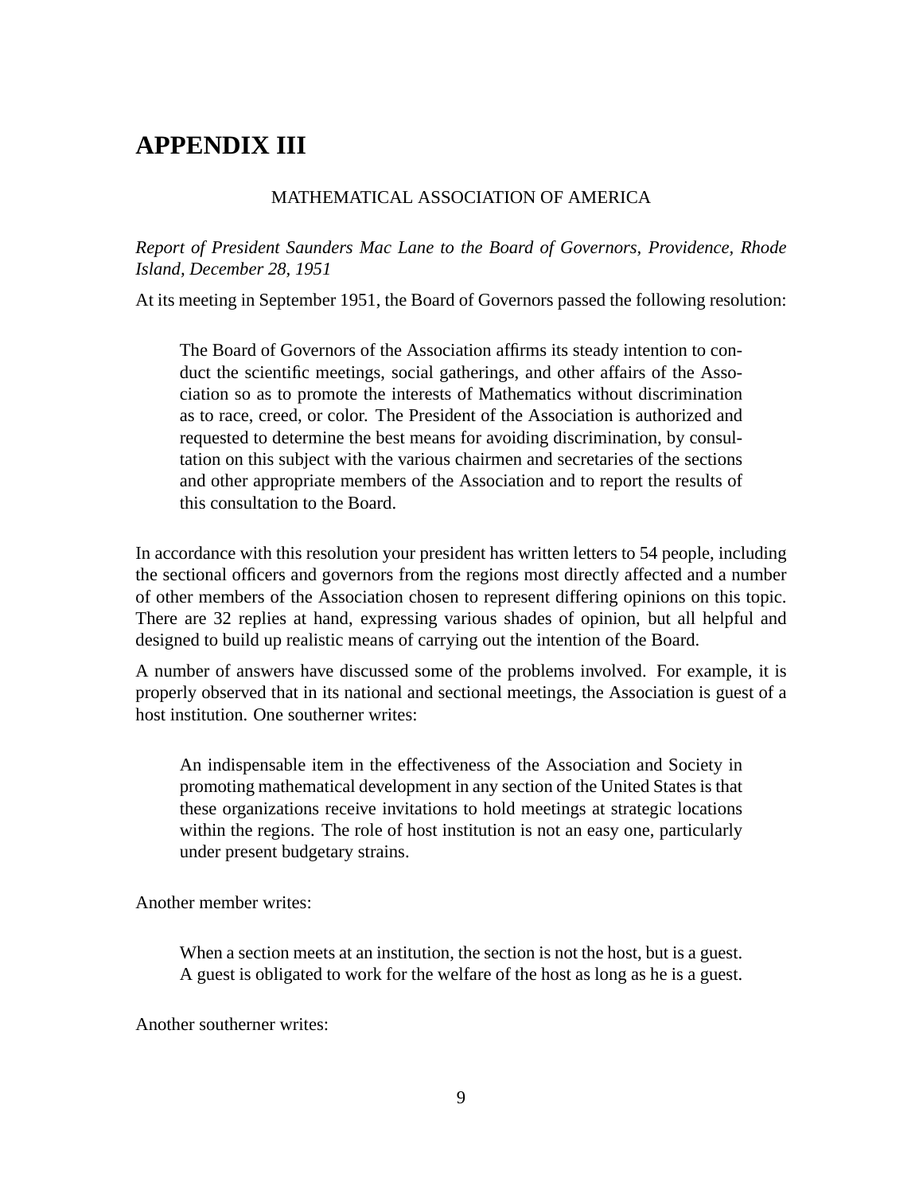# APPENDIX III

MATHEMATICAL ASSOCIATION OF AMERICA

*Report of President Saunders Mac Lane to the Board of Governors, Providence, Rhode Island, December 28, 1951*

At its meeting in September 1951, the Board of Governors passed the following resolution:

> The Board of Governors of the Association affirms its steady intention to conduct the scientific meetings, social gatherings, and other affairs of the Association so as to promote the interests of Mathematics without discrimination as to race, creed, or color. The President of the Association is authorized and requested to determine the best means for avoiding discrimination, by consultation on this subject with the various chairmen and secretaries of the sections and other appropriate members of the Association and to report the results of this consultation to the Board.

In accordance with this resolution your president has written letters to 54 people, including the sectional officers and governors from the regions most directly affected and a number of other members of the Association chosen to represent differing opinions on this topic. There are 32 replies at hand, expressing various shades of opinion, but all helpful and designed to build up realistic means of carrying out the intention of the Board.

A number of answers have discussed some of the problems involved. For example, it is properly observed that in its national and sectional meetings, the Association is guest of a host institution. One southerner writes:

> An indispensable item in the effectiveness of the Association and Society in promoting mathematical development in any section of the United States is that these organizations receive invitations to hold meetings at strategic locations within the regions. The role of host institution is not an easy one, particularly under present budgetary strains.

Another member writes:

> When a section meets at an institution, the section is not the host, but is a guest. A guest is obligated to work for the welfare of the host as long as he is a guest.

Another southerner writes: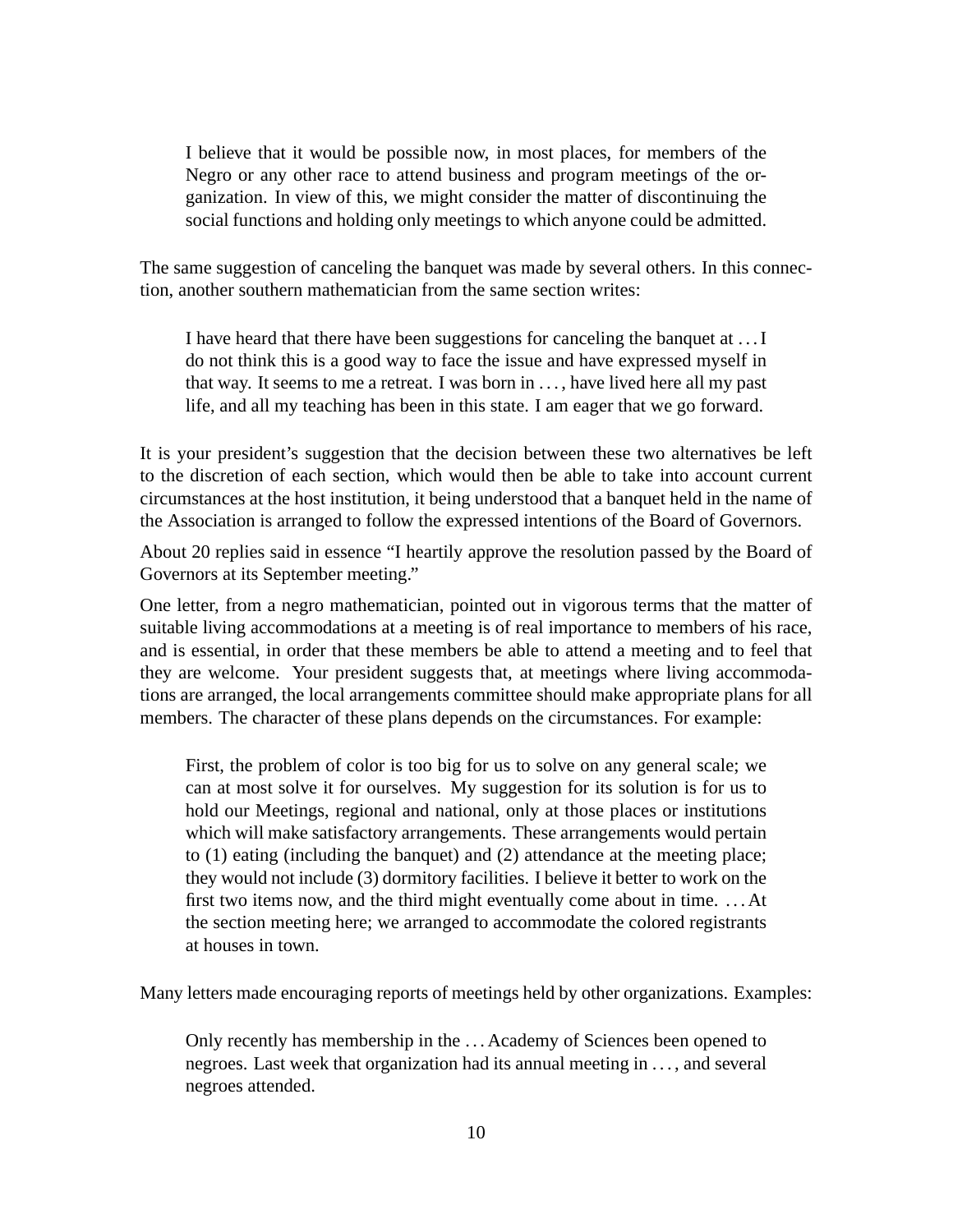> I believe that it would be possible now, in most places, for members of the Negro or any other race to attend business and program meetings of the organization. In view of this, we might consider the matter of discontinuing the social functions and holding only meetings to which anyone could be admitted.

The same suggestion of canceling the banquet was made by several others. In this connection, another southern mathematician from the same section writes:

> I have heard that there have been suggestions for canceling the banquet at . . . I do not think this is a good way to face the issue and have expressed myself in that way. It seems to me a retreat. I was born in . . . , have lived here all my past life, and all my teaching has been in this state. I am eager that we go forward.

It is your president's suggestion that the decision between these two alternatives be left to the discretion of each section, which would then be able to take into account current circumstances at the host institution, it being understood that a banquet held in the name of the Association is arranged to follow the expressed intentions of the Board of Governors.

About 20 replies said in essence "I heartily approve the resolution passed by the Board of Governors at its September meeting."

One letter, from a negro mathematician, pointed out in vigorous terms that the matter of suitable living accommodations at a meeting is of real importance to members of his race, and is essential, in order that these members be able to attend a meeting and to feel that they are welcome. Your president suggests that, at meetings where living accommodations are arranged, the local arrangements committee should make appropriate plans for all members. The character of these plans depends on the circumstances. For example:

> First, the problem of color is too big for us to solve on any general scale; we can at most solve it for ourselves. My suggestion for its solution is for us to hold our Meetings, regional and national, only at those places or institutions which will make satisfactory arrangements. These arrangements would pertain to (1) eating (including the banquet) and (2) attendance at the meeting place; they would not include (3) dormitory facilities. I believe it better to work on the first two items now, and the third might eventually come about in time. . . . At the section meeting here; we arranged to accommodate the colored registrants at houses in town.

Many letters made encouraging reports of meetings held by other organizations. Examples:

> Only recently has membership in the . . . Academy of Sciences been opened to negroes. Last week that organization had its annual meeting in . . . , and several negroes attended.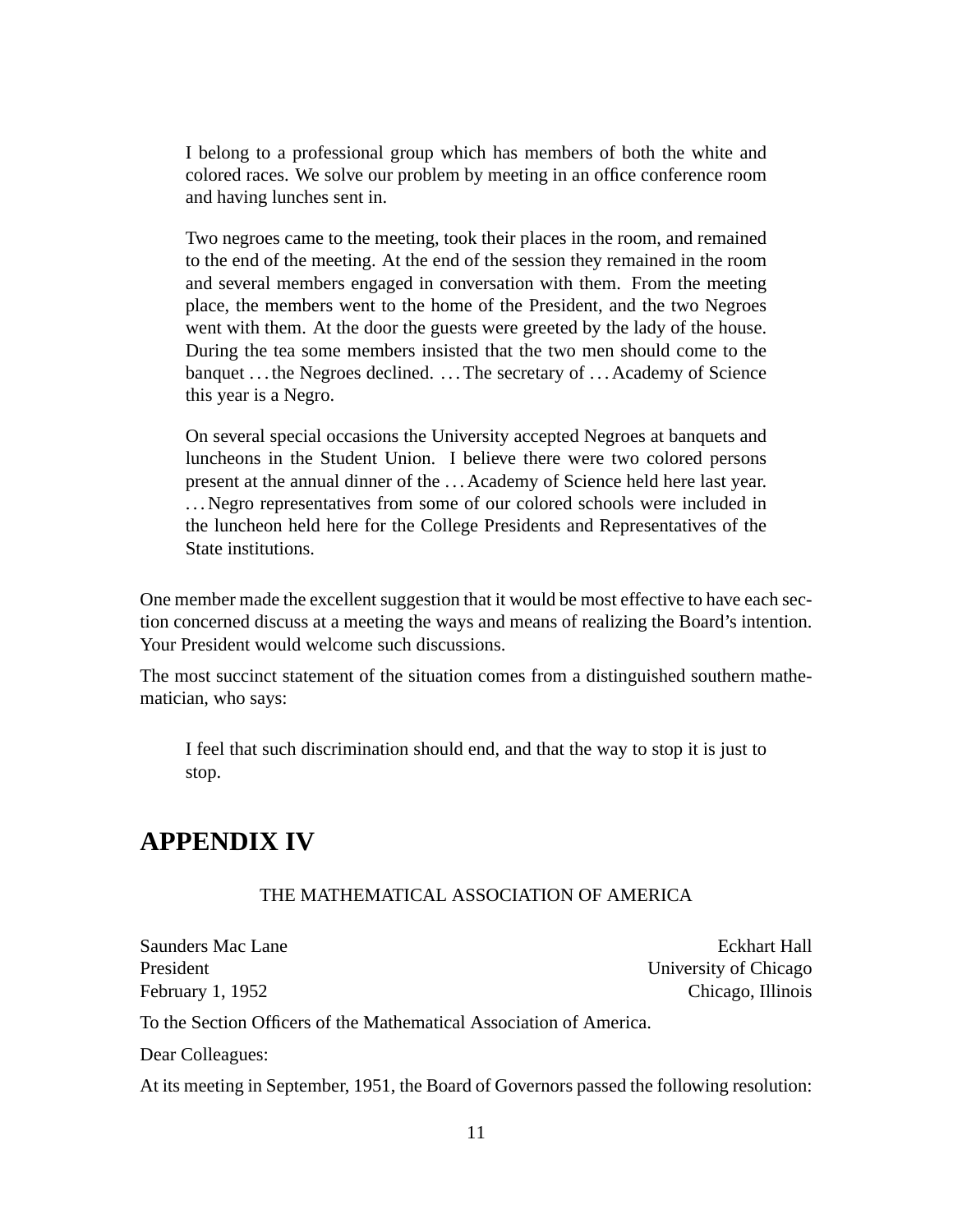> I belong to a professional group which has members of both the white and colored races. We solve our problem by meeting in an office conference room and having lunches sent in.
>
> Two negroes came to the meeting, took their places in the room, and remained to the end of the meeting. At the end of the session they remained in the room and several members engaged in conversation with them. From the meeting place, the members went to the home of the President, and the two Negroes went with them. At the door the guests were greeted by the lady of the house. During the tea some members insisted that the two men should come to the banquet . . . the Negroes declined. . . . The secretary of . . . Academy of Science this year is a Negro.
>
> On several special occasions the University accepted Negroes at banquets and luncheons in the Student Union. I believe there were two colored persons present at the annual dinner of the . . . Academy of Science held here last year. . . . Negro representatives from some of our colored schools were included in the luncheon held here for the College Presidents and Representatives of the State institutions.

One member made the excellent suggestion that it would be most effective to have each section concerned discuss at a meeting the ways and means of realizing the Board's intention. Your President would welcome such discussions.

The most succinct statement of the situation comes from a distinguished southern mathematician, who says:

> I feel that such discrimination should end, and that the way to stop it is just to stop.

## APPENDIX IV

THE MATHEMATICAL ASSOCIATION OF AMERICA

Saunders Mac Lane  
President  
February 1, 1952

Eckhart Hall  
University of Chicago  
Chicago, Illinois

To the Section Officers of the Mathematical Association of America.

Dear Colleagues:

At its meeting in September, 1951, the Board of Governors passed the following resolution: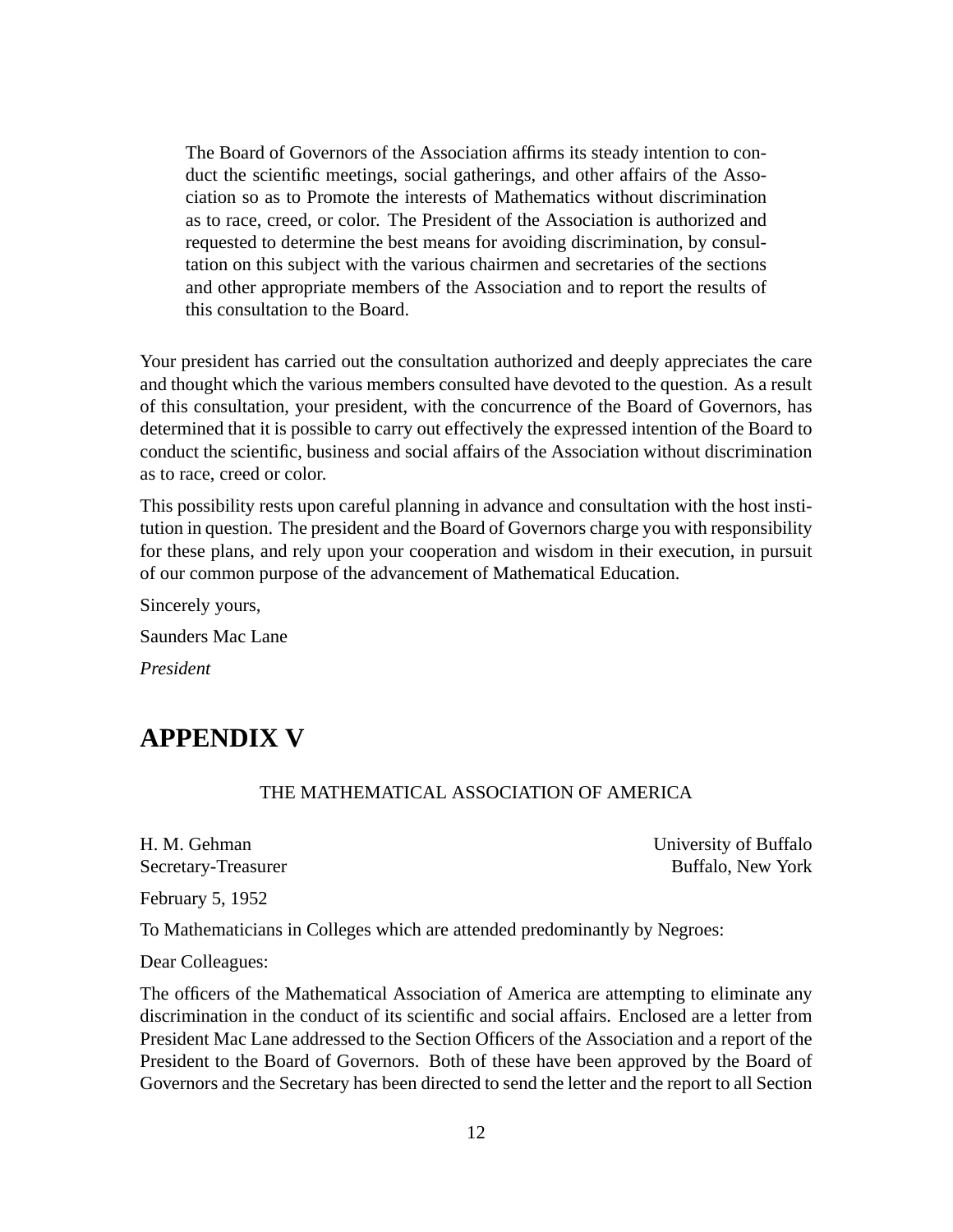> The Board of Governors of the Association affirms its steady intention to conduct the scientific meetings, social gatherings, and other affairs of the Association so as to Promote the interests of Mathematics without discrimination as to race, creed, or color. The President of the Association is authorized and requested to determine the best means for avoiding discrimination, by consultation on this subject with the various chairmen and secretaries of the sections and other appropriate members of the Association and to report the results of this consultation to the Board.

Your president has carried out the consultation authorized and deeply appreciates the care and thought which the various members consulted have devoted to the question. As a result of this consultation, your president, with the concurrence of the Board of Governors, has determined that it is possible to carry out effectively the expressed intention of the Board to conduct the scientific, business and social affairs of the Association without discrimination as to race, creed or color.

This possibility rests upon careful planning in advance and consultation with the host institution in question. The president and the Board of Governors charge you with responsibility for these plans, and rely upon your cooperation and wisdom in their execution, in pursuit of our common purpose of the advancement of Mathematical Education.

Sincerely yours,

Saunders Mac Lane

*President*

# APPENDIX V

THE MATHEMATICAL ASSOCIATION OF AMERICA

H. M. Gehman
Secretary-Treasurer

University of Buffalo
Buffalo, New York

February 5, 1952

To Mathematicians in Colleges which are attended predominantly by Negroes:

Dear Colleagues:

The officers of the Mathematical Association of America are attempting to eliminate any discrimination in the conduct of its scientific and social affairs. Enclosed are a letter from President Mac Lane addressed to the Section Officers of the Association and a report of the President to the Board of Governors. Both of these have been approved by the Board of Governors and the Secretary has been directed to send the letter and the report to all Section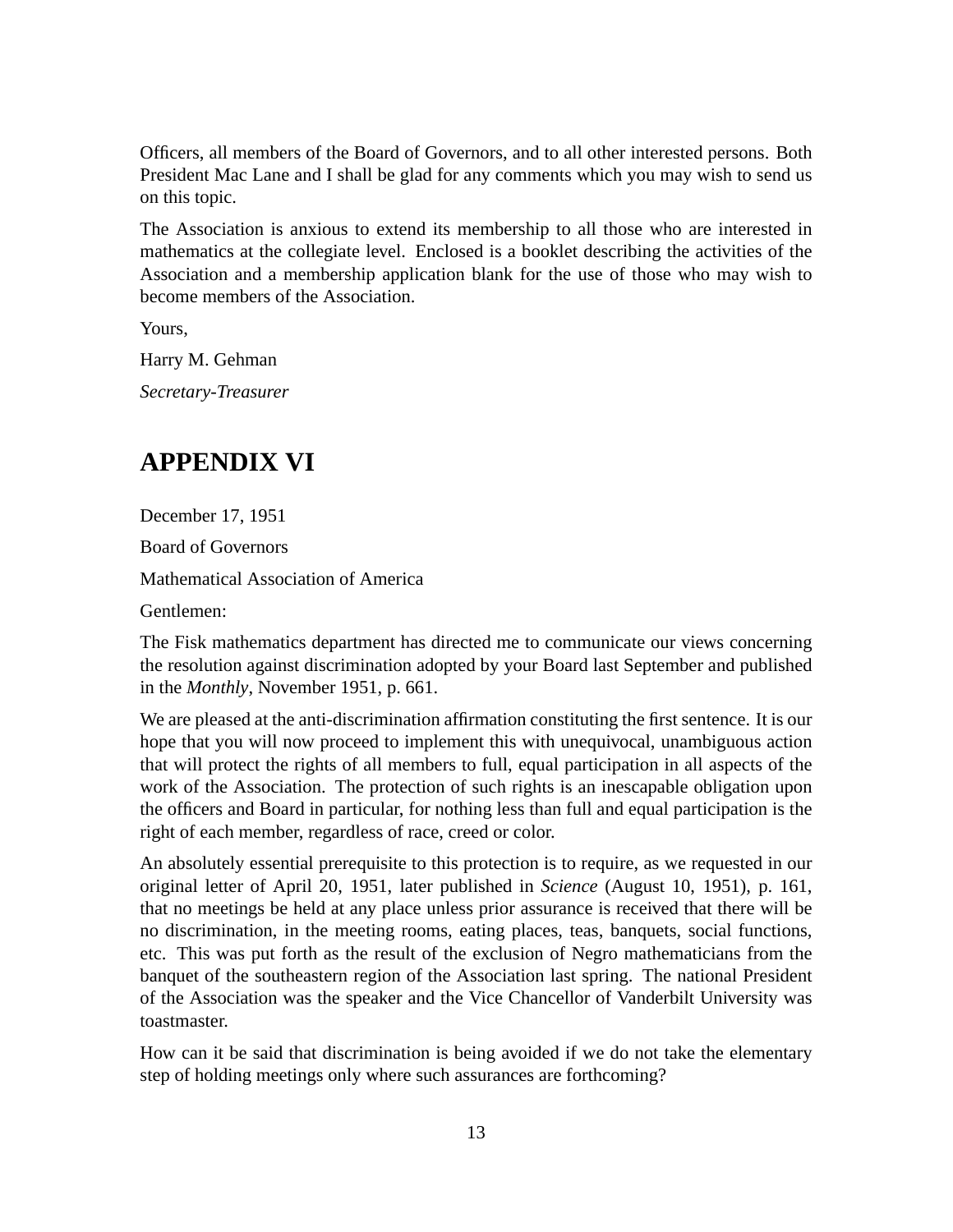Officers, all members of the Board of Governors, and to all other interested persons. Both President Mac Lane and I shall be glad for any comments which you may wish to send us on this topic.

The Association is anxious to extend its membership to all those who are interested in mathematics at the collegiate level. Enclosed is a booklet describing the activities of the Association and a membership application blank for the use of those who may wish to become members of the Association.

Yours,

Harry M. Gehman

*Secretary-Treasurer*

# APPENDIX VI

December 17, 1951

Board of Governors

Mathematical Association of America

Gentlemen:

The Fisk mathematics department has directed me to communicate our views concerning the resolution against discrimination adopted by your Board last September and published in the *Monthly*, November 1951, p. 661.

We are pleased at the anti-discrimination affirmation constituting the first sentence. It is our hope that you will now proceed to implement this with unequivocal, unambiguous action that will protect the rights of all members to full, equal participation in all aspects of the work of the Association. The protection of such rights is an inescapable obligation upon the officers and Board in particular, for nothing less than full and equal participation is the right of each member, regardless of race, creed or color.

An absolutely essential prerequisite to this protection is to require, as we requested in our original letter of April 20, 1951, later published in *Science* (August 10, 1951), p. 161, that no meetings be held at any place unless prior assurance is received that there will be no discrimination, in the meeting rooms, eating places, teas, banquets, social functions, etc. This was put forth as the result of the exclusion of Negro mathematicians from the banquet of the southeastern region of the Association last spring. The national President of the Association was the speaker and the Vice Chancellor of Vanderbilt University was toastmaster.

How can it be said that discrimination is being avoided if we do not take the elementary step of holding meetings only where such assurances are forthcoming?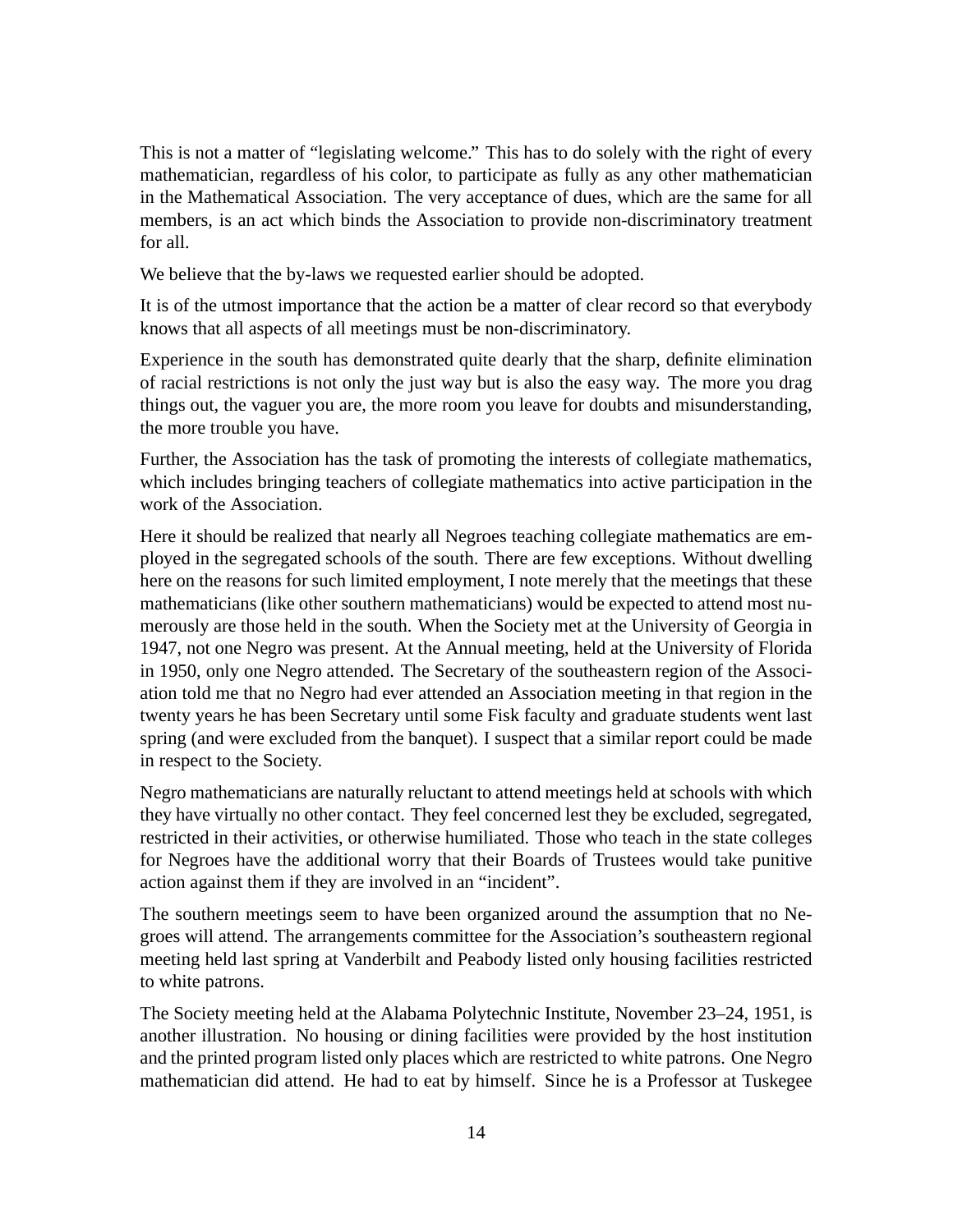This is not a matter of "legislating welcome." This has to do solely with the right of every mathematician, regardless of his color, to participate as fully as any other mathematician in the Mathematical Association. The very acceptance of dues, which are the same for all members, is an act which binds the Association to provide non-discriminatory treatment for all.

We believe that the by-laws we requested earlier should be adopted.

It is of the utmost importance that the action be a matter of clear record so that everybody knows that all aspects of all meetings must be non-discriminatory.

Experience in the south has demonstrated quite dearly that the sharp, definite elimination of racial restrictions is not only the just way but is also the easy way. The more you drag things out, the vaguer you are, the more room you leave for doubts and misunderstanding, the more trouble you have.

Further, the Association has the task of promoting the interests of collegiate mathematics, which includes bringing teachers of collegiate mathematics into active participation in the work of the Association.

Here it should be realized that nearly all Negroes teaching collegiate mathematics are employed in the segregated schools of the south. There are few exceptions. Without dwelling here on the reasons for such limited employment, I note merely that the meetings that these mathematicians (like other southern mathematicians) would be expected to attend most numerously are those held in the south. When the Society met at the University of Georgia in 1947, not one Negro was present. At the Annual meeting, held at the University of Florida in 1950, only one Negro attended. The Secretary of the southeastern region of the Association told me that no Negro had ever attended an Association meeting in that region in the twenty years he has been Secretary until some Fisk faculty and graduate students went last spring (and were excluded from the banquet). I suspect that a similar report could be made in respect to the Society.

Negro mathematicians are naturally reluctant to attend meetings held at schools with which they have virtually no other contact. They feel concerned lest they be excluded, segregated, restricted in their activities, or otherwise humiliated. Those who teach in the state colleges for Negroes have the additional worry that their Boards of Trustees would take punitive action against them if they are involved in an "incident".

The southern meetings seem to have been organized around the assumption that no Negroes will attend. The arrangements committee for the Association's southeastern regional meeting held last spring at Vanderbilt and Peabody listed only housing facilities restricted to white patrons.

The Society meeting held at the Alabama Polytechnic Institute, November 23–24, 1951, is another illustration. No housing or dining facilities were provided by the host institution and the printed program listed only places which are restricted to white patrons. One Negro mathematician did attend. He had to eat by himself. Since he is a Professor at Tuskegee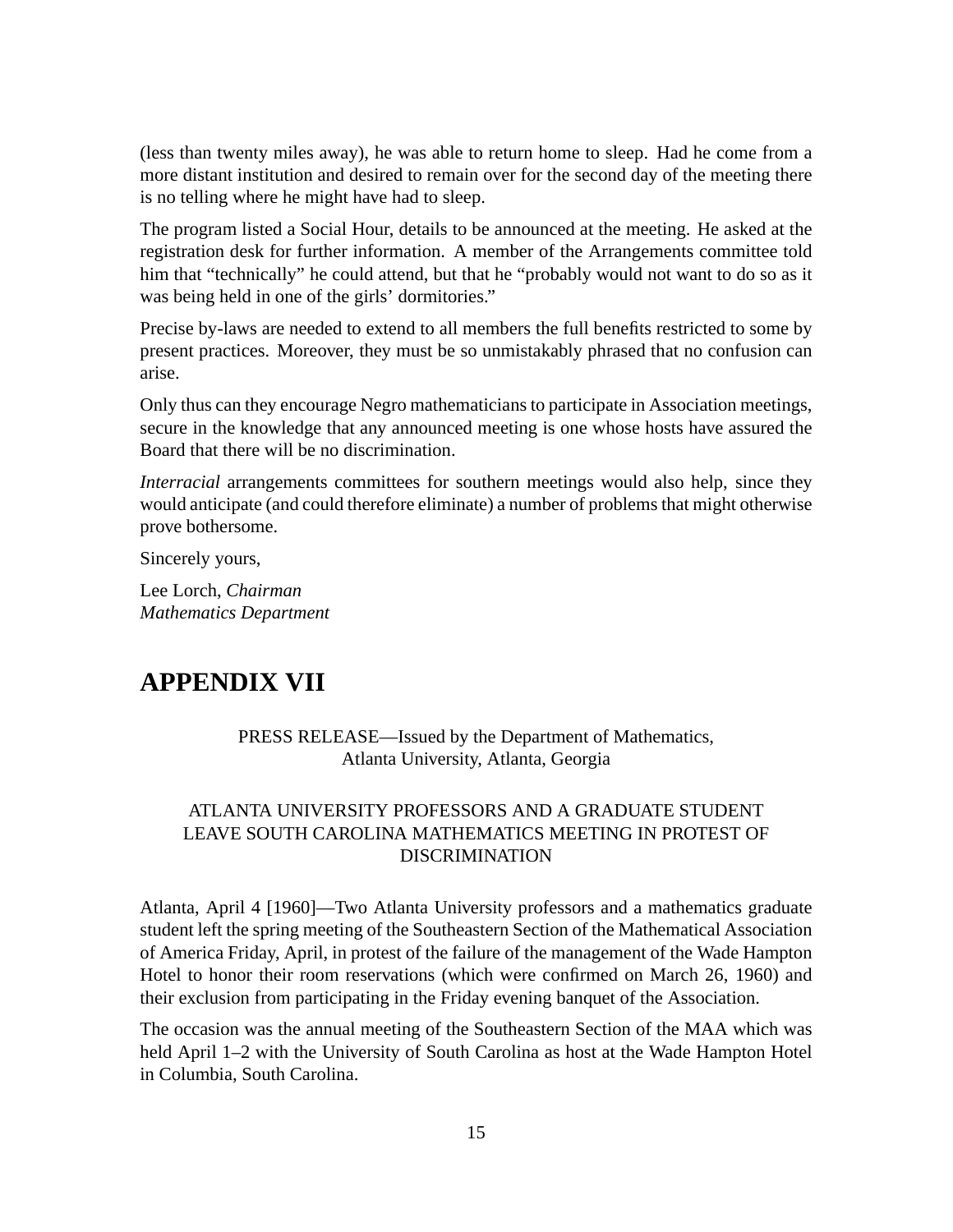(less than twenty miles away), he was able to return home to sleep. Had he come from a more distant institution and desired to remain over for the second day of the meeting there is no telling where he might have had to sleep.

The program listed a Social Hour, details to be announced at the meeting. He asked at the registration desk for further information. A member of the Arrangements committee told him that "technically" he could attend, but that he "probably would not want to do so as it was being held in one of the girls' dormitories."

Precise by-laws are needed to extend to all members the full benefits restricted to some by present practices. Moreover, they must be so unmistakably phrased that no confusion can arise.

Only thus can they encourage Negro mathematicians to participate in Association meetings, secure in the knowledge that any announced meeting is one whose hosts have assured the Board that there will be no discrimination.

*Interracial* arrangements committees for southern meetings would also help, since they would anticipate (and could therefore eliminate) a number of problems that might otherwise prove bothersome.

Sincerely yours,

Lee Lorch, *Chairman*
*Mathematics Department*

# APPENDIX VII

PRESS RELEASE—Issued by the Department of Mathematics,
Atlanta University, Atlanta, Georgia

ATLANTA UNIVERSITY PROFESSORS AND A GRADUATE STUDENT LEAVE SOUTH CAROLINA MATHEMATICS MEETING IN PROTEST OF DISCRIMINATION

Atlanta, April 4 [1960]—Two Atlanta University professors and a mathematics graduate student left the spring meeting of the Southeastern Section of the Mathematical Association of America Friday, April, in protest of the failure of the management of the Wade Hampton Hotel to honor their room reservations (which were confirmed on March 26, 1960) and their exclusion from participating in the Friday evening banquet of the Association.

The occasion was the annual meeting of the Southeastern Section of the MAA which was held April 1–2 with the University of South Carolina as host at the Wade Hampton Hotel in Columbia, South Carolina.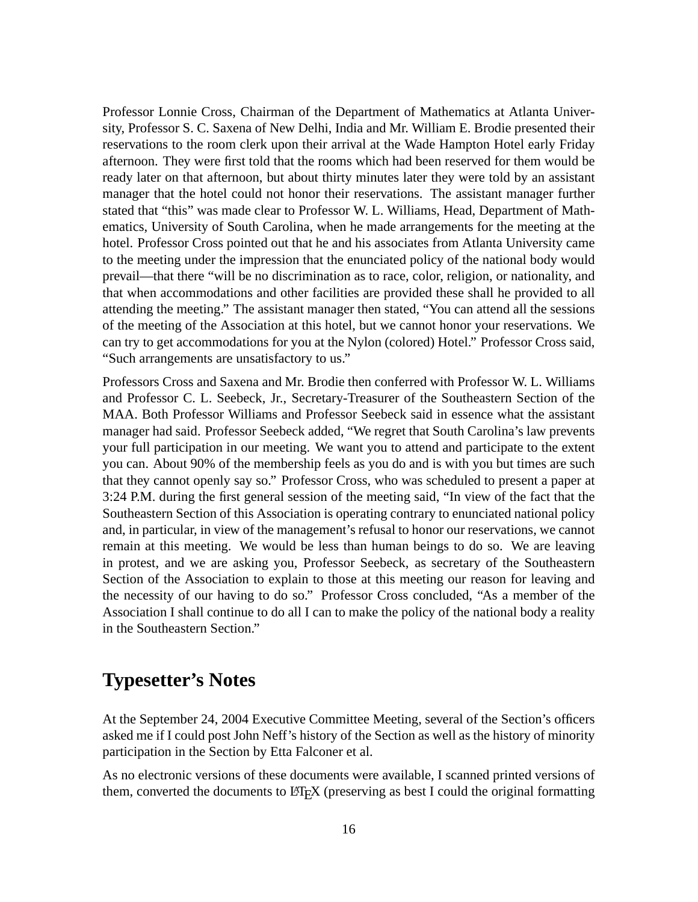Professor Lonnie Cross, Chairman of the Department of Mathematics at Atlanta University, Professor S. C. Saxena of New Delhi, India and Mr. William E. Brodie presented their reservations to the room clerk upon their arrival at the Wade Hampton Hotel early Friday afternoon. They were first told that the rooms which had been reserved for them would be ready later on that afternoon, but about thirty minutes later they were told by an assistant manager that the hotel could not honor their reservations. The assistant manager further stated that "this" was made clear to Professor W. L. Williams, Head, Department of Mathematics, University of South Carolina, when he made arrangements for the meeting at the hotel. Professor Cross pointed out that he and his associates from Atlanta University came to the meeting under the impression that the enunciated policy of the national body would prevail—that there "will be no discrimination as to race, color, religion, or nationality, and that when accommodations and other facilities are provided these shall he provided to all attending the meeting." The assistant manager then stated, "You can attend all the sessions of the meeting of the Association at this hotel, but we cannot honor your reservations. We can try to get accommodations for you at the Nylon (colored) Hotel." Professor Cross said, "Such arrangements are unsatisfactory to us."

Professors Cross and Saxena and Mr. Brodie then conferred with Professor W. L. Williams and Professor C. L. Seebeck, Jr., Secretary-Treasurer of the Southeastern Section of the MAA. Both Professor Williams and Professor Seebeck said in essence what the assistant manager had said. Professor Seebeck added, "We regret that South Carolina's law prevents your full participation in our meeting. We want you to attend and participate to the extent you can. About 90% of the membership feels as you do and is with you but times are such that they cannot openly say so." Professor Cross, who was scheduled to present a paper at 3:24 P.M. during the first general session of the meeting said, "In view of the fact that the Southeastern Section of this Association is operating contrary to enunciated national policy and, in particular, in view of the management's refusal to honor our reservations, we cannot remain at this meeting. We would be less than human beings to do so. We are leaving in protest, and we are asking you, Professor Seebeck, as secretary of the Southeastern Section of the Association to explain to those at this meeting our reason for leaving and the necessity of our having to do so." Professor Cross concluded, "As a member of the Association I shall continue to do all I can to make the policy of the national body a reality in the Southeastern Section."

## Typesetter's Notes

At the September 24, 2004 Executive Committee Meeting, several of the Section's officers asked me if I could post John Neff's history of the Section as well as the history of minority participation in the Section by Etta Falconer et al.

As no electronic versions of these documents were available, I scanned printed versions of them, converted the documents to LaTeX (preserving as best I could the original formatting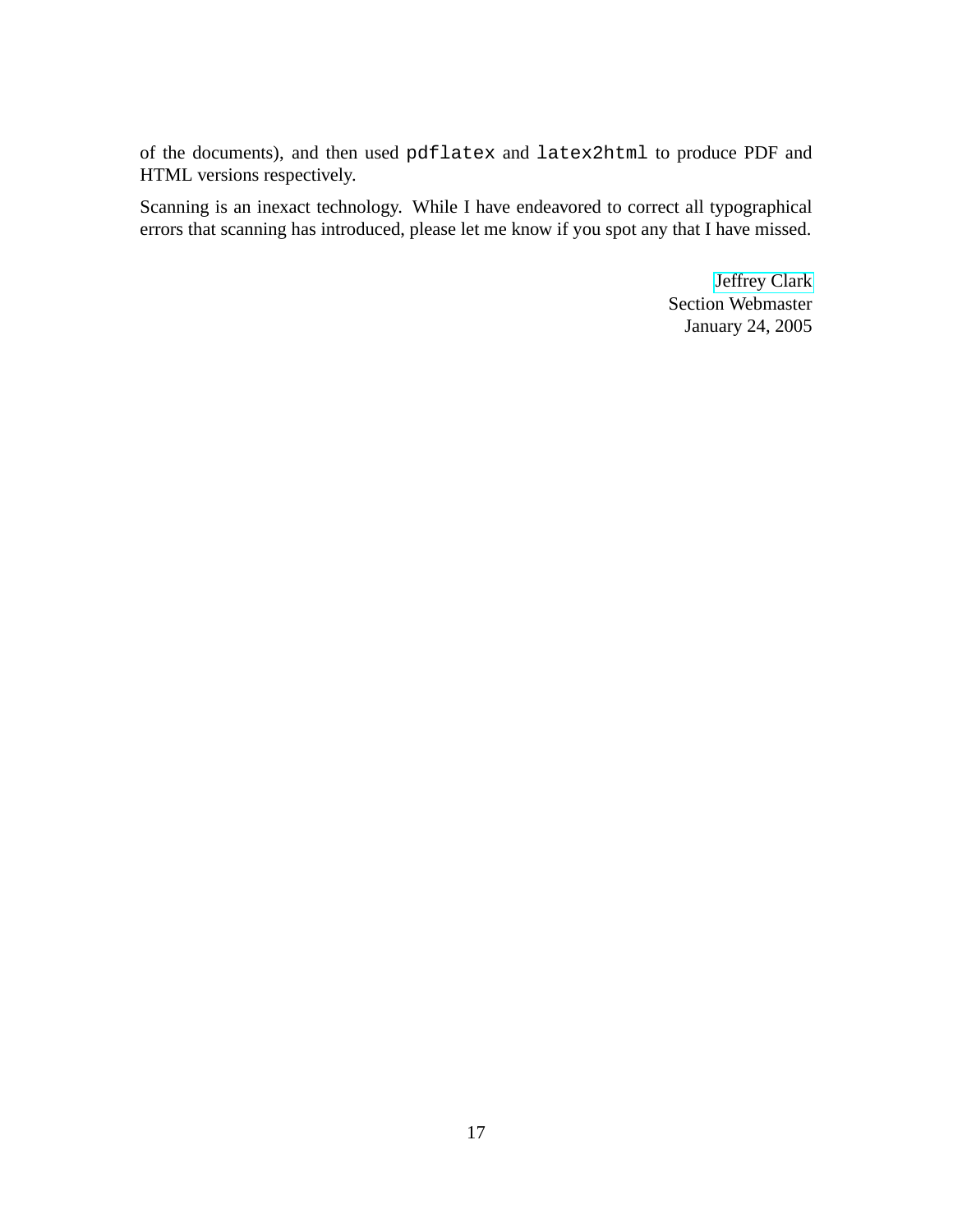of the documents), and then used `pdflatex` and `latex2html` to produce PDF and HTML versions respectively.

Scanning is an inexact technology. While I have endeavored to correct all typographical errors that scanning has introduced, please let me know if you spot any that I have missed.

Jeffrey Clark
Section Webmaster
January 24, 2005